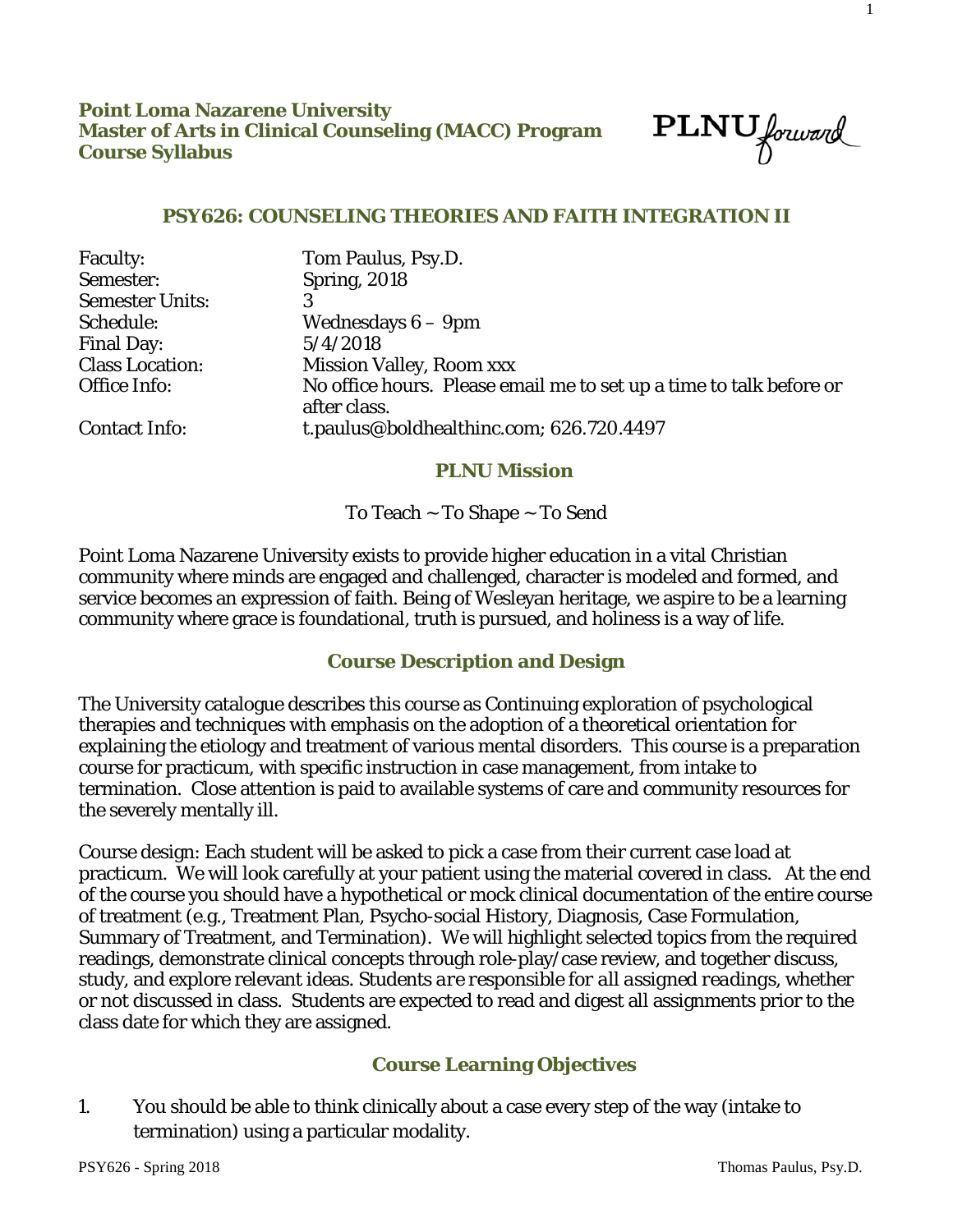**Point Loma Nazarene University**
**Master of Arts in Clinical Counseling (MACC) Program**
**Course Syllabus**

PLNU forward

## PSY626: COUNSELING THEORIES AND FAITH INTEGRATION II

| | |
|---|---|
| Faculty: | Tom Paulus, Psy.D. |
| Semester: | Spring, 2018 |
| Semester Units: | 3 |
| Schedule: | Wednesdays 6 – 9pm |
| Final Day: | 5/4/2018 |
| Class Location: | Mission Valley, Room xxx |
| Office Info: | No office hours. Please email me to set up a time to talk before or after class. |
| Contact Info: | t.paulus@boldhealthinc.com; 626.720.4497 |

## PLNU Mission

To Teach ~ To Shape ~ To Send

Point Loma Nazarene University exists to provide higher education in a vital Christian community where minds are engaged and challenged, character is modeled and formed, and service becomes an expression of faith. Being of Wesleyan heritage, we aspire to be a learning community where grace is foundational, truth is pursued, and holiness is a way of life.

## Course Description and Design

The University catalogue describes this course as Continuing exploration of psychological therapies and techniques with emphasis on the adoption of a theoretical orientation for explaining the etiology and treatment of various mental disorders. This course is a preparation course for practicum, with specific instruction in case management, from intake to termination. Close attention is paid to available systems of care and community resources for the severely mentally ill.

Course design: Each student will be asked to pick a case from their current case load at practicum. We will look carefully at your patient using the material covered in class. At the end of the course you should have a hypothetical or mock clinical documentation of the entire course of treatment (e.g., Treatment Plan, Psycho-social History, Diagnosis, Case Formulation, Summary of Treatment, and Termination). We will highlight selected topics from the required readings, demonstrate clinical concepts through role-play/case review, and together discuss, study, and explore relevant ideas. *Students are responsible for all assigned readings*, whether or not discussed in class. Students are expected to read and digest all assignments prior to the class date for which they are assigned.

## Course Learning Objectives

1. You should be able to think clinically about a case every step of the way (intake to termination) using a particular modality.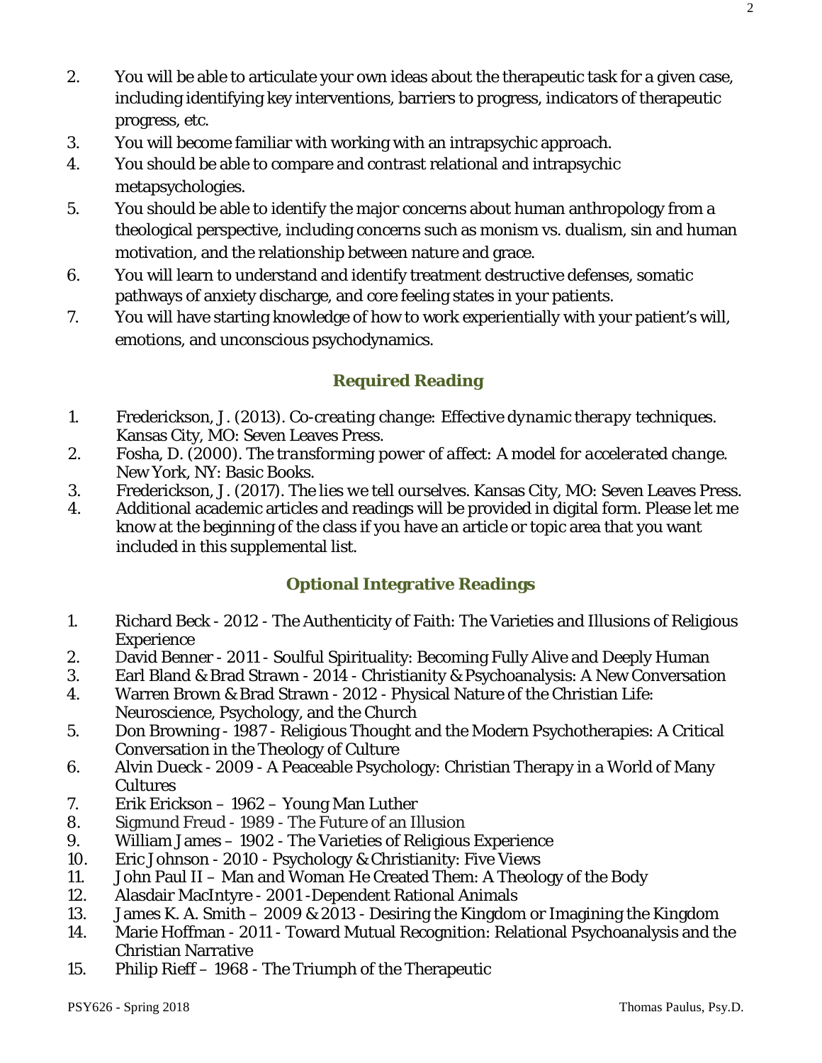2. You will be able to articulate your own ideas about the therapeutic task for a given case, including identifying key interventions, barriers to progress, indicators of therapeutic progress, etc.
3. You will become familiar with working with an intrapsychic approach.
4. You should be able to compare and contrast relational and intrapsychic metapsychologies.
5. You should be able to identify the major concerns about human anthropology from a theological perspective, including concerns such as monism vs. dualism, sin and human motivation, and the relationship between nature and grace.
6. You will learn to understand and identify treatment destructive defenses, somatic pathways of anxiety discharge, and core feeling states in your patients.
7. You will have starting knowledge of how to work experientially with your patient's will, emotions, and unconscious psychodynamics.

## Required Reading

1. Frederickson, J. (2013). *Co-creating change: Effective dynamic therapy techniques.* Kansas City, MO: Seven Leaves Press.
2. Fosha, D. (2000). *The transforming power of affect: A model for accelerated change.* New York, NY: Basic Books.
3. Frederickson, J. (2017). *The lies we tell ourselves.* Kansas City, MO: Seven Leaves Press.
4. Additional academic articles and readings will be provided in digital form. Please let me know at the beginning of the class if you have an article or topic area that you want included in this supplemental list.

## Optional Integrative Readings

1. Richard Beck - 2012 - The Authenticity of Faith: The Varieties and Illusions of Religious Experience
2. David Benner - 2011 - Soulful Spirituality: Becoming Fully Alive and Deeply Human
3. Earl Bland & Brad Strawn - 2014 - Christianity & Psychoanalysis: A New Conversation
4. Warren Brown & Brad Strawn - 2012 - Physical Nature of the Christian Life: Neuroscience, Psychology, and the Church
5. Don Browning - 1987 - Religious Thought and the Modern Psychotherapies: A Critical Conversation in the Theology of Culture
6. Alvin Dueck - 2009 - A Peaceable Psychology: Christian Therapy in a World of Many Cultures
7. Erik Erickson – 1962 – Young Man Luther
8. Sigmund Freud - 1989 - The Future of an Illusion
9. William James – 1902 - The Varieties of Religious Experience
10. Eric Johnson - 2010 - Psychology & Christianity: Five Views
11. John Paul II – Man and Woman He Created Them: A Theology of the Body
12. Alasdair MacIntyre - 2001 -Dependent Rational Animals
13. James K. A. Smith – 2009 & 2013 - Desiring the Kingdom or Imagining the Kingdom
14. Marie Hoffman - 2011 - Toward Mutual Recognition: Relational Psychoanalysis and the Christian Narrative
15. Philip Rieff – 1968 - The Triumph of the Therapeutic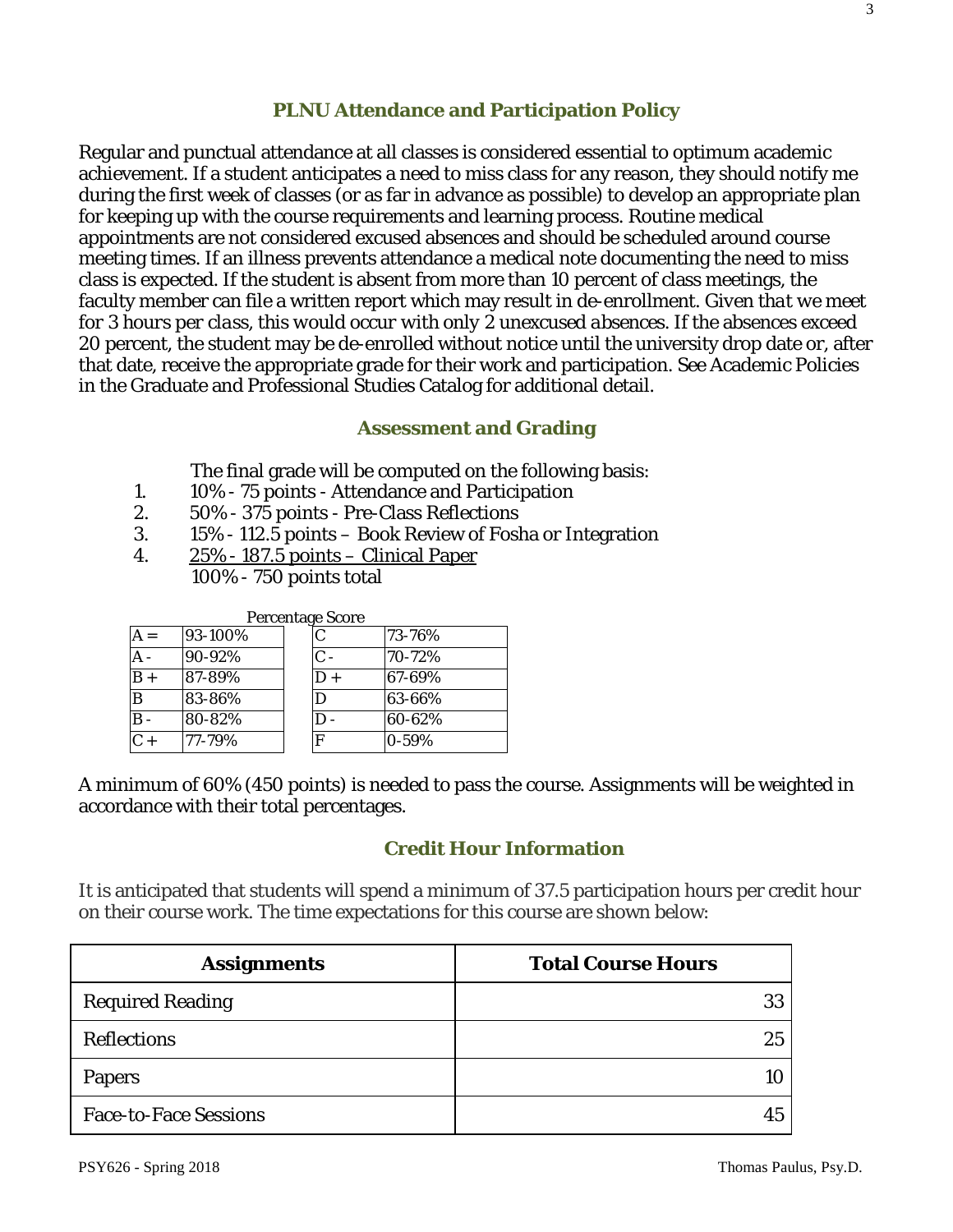## PLNU Attendance and Participation Policy

Regular and punctual attendance at all classes is considered essential to optimum academic achievement. If a student anticipates a need to miss class for any reason, they should notify me during the first week of classes (or as far in advance as possible) to develop an appropriate plan for keeping up with the course requirements and learning process. Routine medical appointments are not considered excused absences and should be scheduled around course meeting times. If an illness prevents attendance a medical note documenting the need to miss class is expected. If the student is absent from more than 10 percent of class meetings, the faculty member can file a written report which may result in de-enrollment. *Given that we meet for 3 hours per class, this would occur with only 2 unexcused absences.* If the absences exceed 20 percent, the student may be de-enrolled without notice until the university drop date or, after that date, receive the appropriate grade for their work and participation. See Academic Policies in the Graduate and Professional Studies Catalog for additional detail.

## Assessment and Grading

The final grade will be computed on the following basis:

1. 10% - 75 points - Attendance and Participation
2. 50% - 375 points - Pre-Class Reflections
3. 15% - 112.5 points – Book Review of Fosha or Integration
4. <u>25% - 187.5 points – Clinical Paper</u>

100% - 750 points total

Percentage Score

| | | | |
|---|---|---|---|
| A = | 93-100% | C | 73-76% |
| A - | 90-92% | C - | 70-72% |
| B + | 87-89% | D + | 67-69% |
| B | 83-86% | D | 63-66% |
| B - | 80-82% | D - | 60-62% |
| C + | 77-79% | F | 0-59% |

A minimum of 60% (450 points) is needed to pass the course. Assignments will be weighted in accordance with their total percentages.

## Credit Hour Information

It is anticipated that students will spend a minimum of 37.5 participation hours per credit hour on their course work. The time expectations for this course are shown below:

| Assignments | Total Course Hours |
|---|---|
| Required Reading | 33 |
| Reflections | 25 |
| Papers | 10 |
| Face-to-Face Sessions | 45 |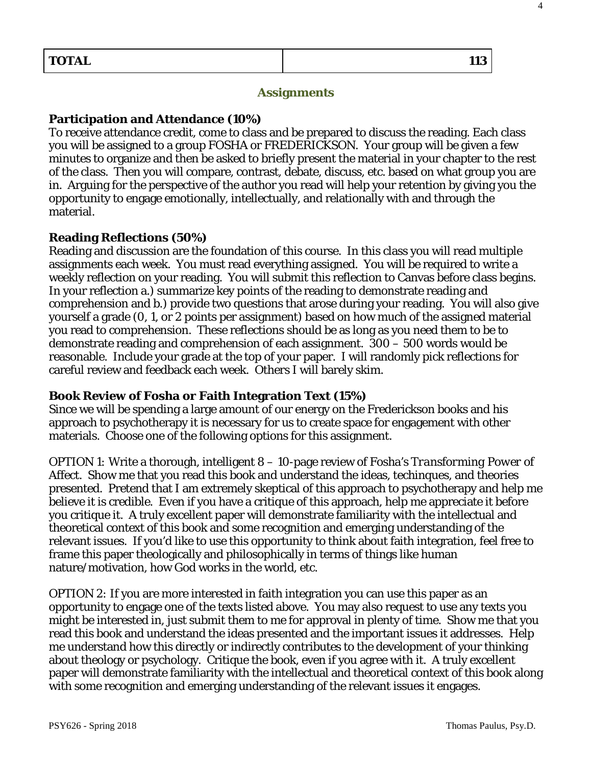| TOTAL | 113 |
| --- | --- |

## Assignments

**Participation and Attendance (10%)**
To receive attendance credit, come to class and be prepared to discuss the reading. Each class you will be assigned to a group FOSHA or FREDERICKSON. Your group will be given a few minutes to organize and then be asked to briefly present the material in your chapter to the rest of the class. Then you will compare, contrast, debate, discuss, etc. based on what group you are in. Arguing for the perspective of the author you read will help your retention by giving you the opportunity to engage emotionally, intellectually, and relationally with and through the material.

**Reading Reflections (50%)**
Reading and discussion are the foundation of this course. In this class you will read multiple assignments each week. You must read everything assigned. You will be required to write a weekly reflection on your reading. You will submit this reflection to Canvas before class begins. In your reflection a.) summarize key points of the reading to demonstrate reading and comprehension and b.) provide two questions that arose during your reading. You will also give yourself a grade (0, 1, or 2 points per assignment) based on how much of the assigned material you read to comprehension. These reflections should be as long as you need them to be to demonstrate reading and comprehension of each assignment. 300 – 500 words would be reasonable. Include your grade at the top of your paper. I will randomly pick reflections for careful review and feedback each week. Others I will barely skim.

**Book Review of Fosha or Faith Integration Text (15%)**
Since we will be spending a large amount of our energy on the Frederickson books and his approach to psychotherapy it is necessary for us to create space for engagement with other materials. Choose one of the following options for this assignment.

OPTION 1: Write a thorough, intelligent 8 – 10-page review of Fosha's *Transforming Power of Affect*. Show me that you read this book and understand the ideas, techinques, and theories presented. Pretend that I am extremely skeptical of this approach to psychotherapy and help me believe it is credible. Even if you have a critique of this approach, help me appreciate it before you critique it. A truly excellent paper will demonstrate familiarity with the intellectual and theoretical context of this book and some recognition and emerging understanding of the relevant issues. If you'd like to use this opportunity to think about faith integration, feel free to frame this paper theologically and philosophically in terms of things like human nature/motivation, how God works in the world, etc.

OPTION 2: If you are more interested in faith integration you can use this paper as an opportunity to engage one of the texts listed above. You may also request to use any texts you might be interested in, just submit them to me for approval in plenty of time. Show me that you read this book and understand the ideas presented and the important issues it addresses. Help me understand how this directly or indirectly contributes to the development of your thinking about theology or psychology. Critique the book, even if you agree with it. A truly excellent paper will demonstrate familiarity with the intellectual and theoretical context of this book along with some recognition and emerging understanding of the relevant issues it engages.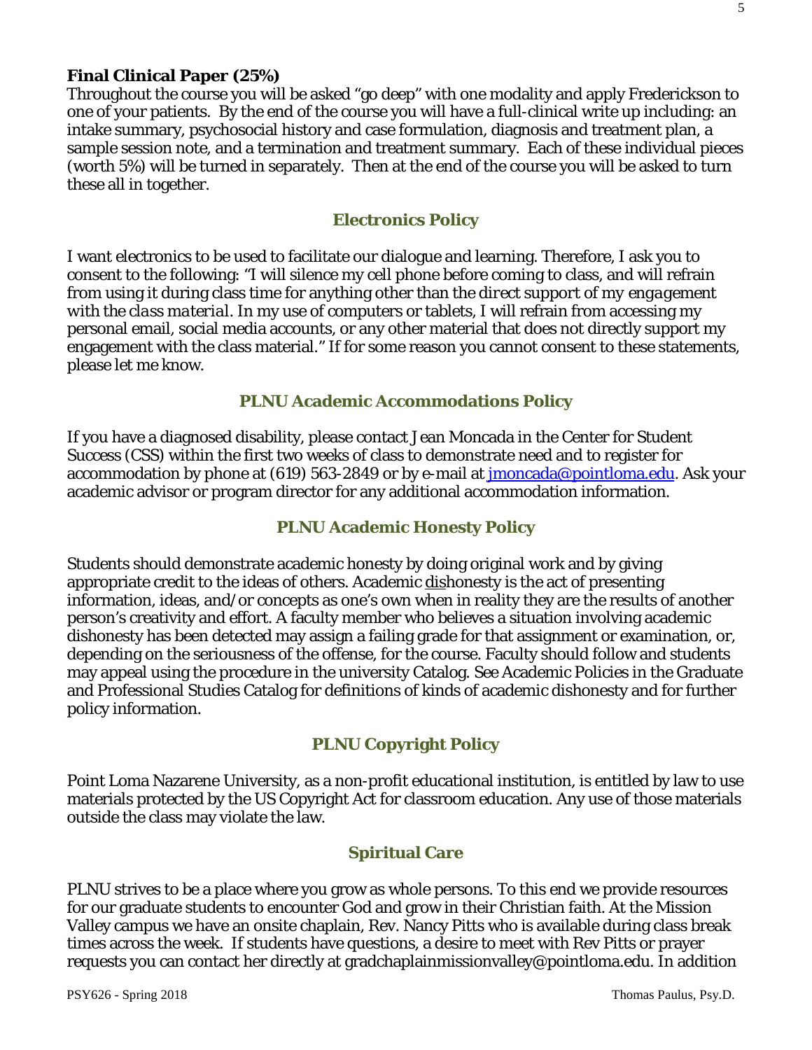**Final Clinical Paper (25%)**

Throughout the course you will be asked "go deep" with one modality and apply Frederickson to one of your patients. By the end of the course you will have a full-clinical write up including: an intake summary, psychosocial history and case formulation, diagnosis and treatment plan, a sample session note, and a termination and treatment summary. Each of these individual pieces (worth 5%) will be turned in separately. Then at the end of the course you will be asked to turn these all in together.

## Electronics Policy

I want electronics to be used to facilitate our dialogue and learning. Therefore, I ask you to consent to the following: "I will silence my cell phone before coming to class, and will refrain from using it during class time for anything other than *the direct support of my engagement with the class material*. In my use of computers or tablets, I will refrain from accessing my personal email, social media accounts, or any other material that does not directly support my engagement with the class material." If for some reason you cannot consent to these statements, please let me know.

## PLNU Academic Accommodations Policy

If you have a diagnosed disability, please contact Jean Moncada in the Center for Student Success (CSS) within the first two weeks of class to demonstrate need and to register for accommodation by phone at (619) 563-2849 or by e-mail at jmoncada@pointloma.edu. Ask your academic advisor or program director for any additional accommodation information.

## PLNU Academic Honesty Policy

Students should demonstrate academic honesty by doing original work and by giving appropriate credit to the ideas of others. Academic <u>dis</u>honesty is the act of presenting information, ideas, and/or concepts as one's own when in reality they are the results of another person's creativity and effort. A faculty member who believes a situation involving academic dishonesty has been detected may assign a failing grade for that assignment or examination, or, depending on the seriousness of the offense, for the course. Faculty should follow and students may appeal using the procedure in the university Catalog. See Academic Policies in the Graduate and Professional Studies Catalog for definitions of kinds of academic dishonesty and for further policy information.

## PLNU Copyright Policy

Point Loma Nazarene University, as a non-profit educational institution, is entitled by law to use materials protected by the US Copyright Act for classroom education. Any use of those materials outside the class may violate the law.

## Spiritual Care

PLNU strives to be a place where you grow as whole persons. To this end we provide resources for our graduate students to encounter God and grow in their Christian faith. At the Mission Valley campus we have an onsite chaplain, Rev. Nancy Pitts who is available during class break times across the week. If students have questions, a desire to meet with Rev Pitts or prayer requests you can contact her directly at gradchaplainmissionvalley@pointloma.edu. In addition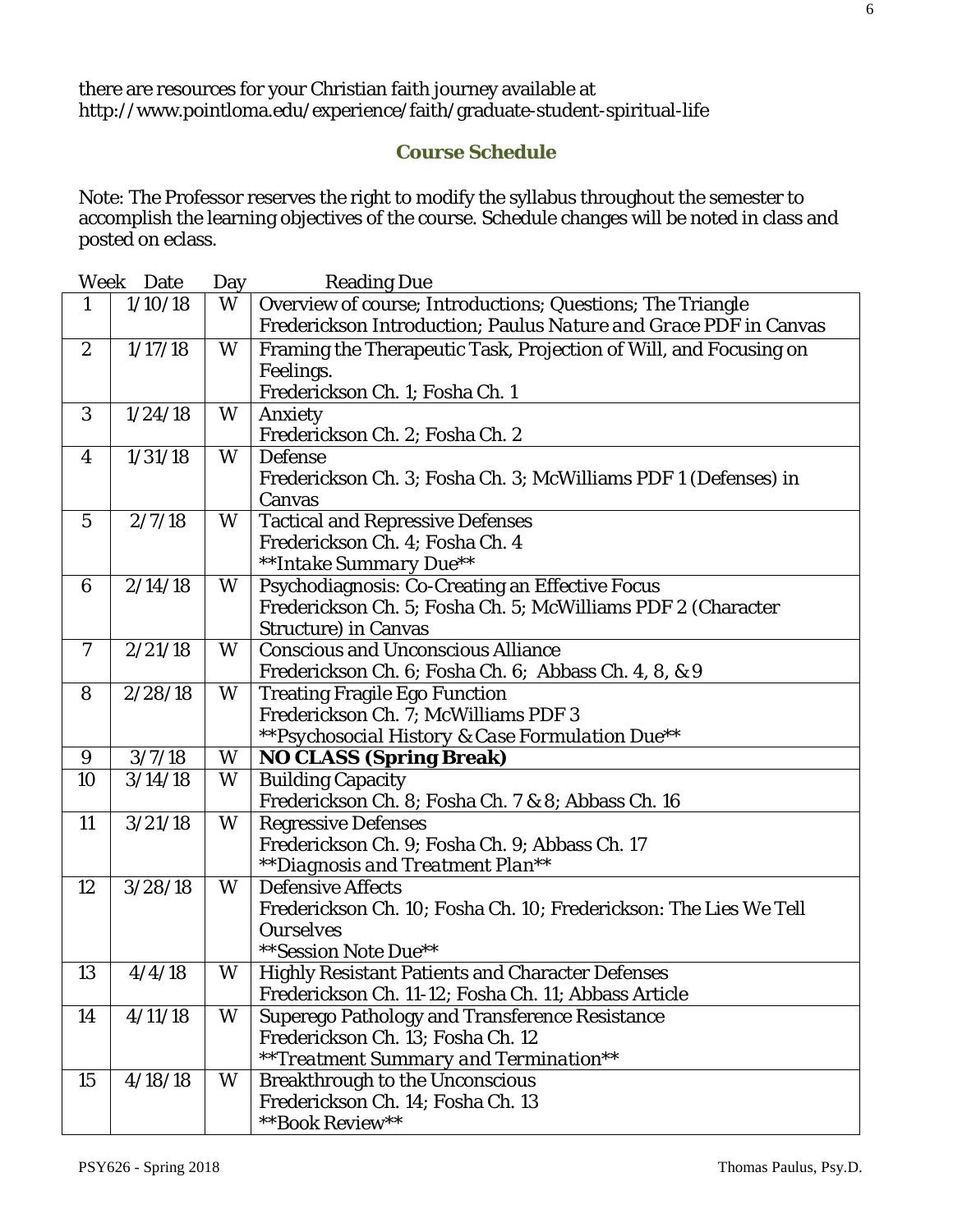there are resources for your Christian faith journey available at http://www.pointloma.edu/experience/faith/graduate-student-spiritual-life

## Course Schedule

Note: The Professor reserves the right to modify the syllabus throughout the semester to accomplish the learning objectives of the course. Schedule changes will be noted in class and posted on eclass.

| Week | Date | Day | Reading Due |
|---|---|---|---|
| 1 | 1/10/18 | W | Overview of course; Introductions; Questions; The Triangle<br>Frederickson Introduction; Paulus *Nature and Grace* PDF in Canvas |
| 2 | 1/17/18 | W | Framing the Therapeutic Task, Projection of Will, and Focusing on Feelings.<br>Frederickson Ch. 1; Fosha Ch. 1 |
| 3 | 1/24/18 | W | Anxiety<br>Frederickson Ch. 2; Fosha Ch. 2 |
| 4 | 1/31/18 | W | Defense<br>Frederickson Ch. 3; Fosha Ch. 3; McWilliams PDF 1 (Defenses) in Canvas |
| 5 | 2/7/18 | W | Tactical and Repressive Defenses<br>Frederickson Ch. 4; Fosha Ch. 4<br>*\*\*Intake Summary Due\*\** |
| 6 | 2/14/18 | W | Psychodiagnosis: Co-Creating an Effective Focus<br>Frederickson Ch. 5; Fosha Ch. 5; McWilliams PDF 2 (Character Structure) in Canvas |
| 7 | 2/21/18 | W | Conscious and Unconscious Alliance<br>Frederickson Ch. 6; Fosha Ch. 6; Abbass Ch. 4, 8, & 9 |
| 8 | 2/28/18 | W | Treating Fragile Ego Function<br>Frederickson Ch. 7; McWilliams PDF 3<br>*\*\*Psychosocial History & Case Formulation Due\*\** |
| 9 | 3/7/18 | W | **NO CLASS (Spring Break)** |
| 10 | 3/14/18 | W | Building Capacity<br>Frederickson Ch. 8; Fosha Ch. 7 & 8; Abbass Ch. 16 |
| 11 | 3/21/18 | W | Regressive Defenses<br>Frederickson Ch. 9; Fosha Ch. 9; Abbass Ch. 17<br>*\*\*Diagnosis and Treatment Plan\*\** |
| 12 | 3/28/18 | W | Defensive Affects<br>Frederickson Ch. 10; Fosha Ch. 10; Frederickson: The Lies We Tell Ourselves<br>\*\*Session Note Due\*\* |
| 13 | 4/4/18 | W | Highly Resistant Patients and Character Defenses<br>Frederickson Ch. 11-12; Fosha Ch. 11; Abbass Article |
| 14 | 4/11/18 | W | Superego Pathology and Transference Resistance<br>Frederickson Ch. 13; Fosha Ch. 12<br>*\*\*Treatment Summary and Termination\*\** |
| 15 | 4/18/18 | W | Breakthrough to the Unconscious<br>Frederickson Ch. 14; Fosha Ch. 13<br>\*\*Book Review\*\* |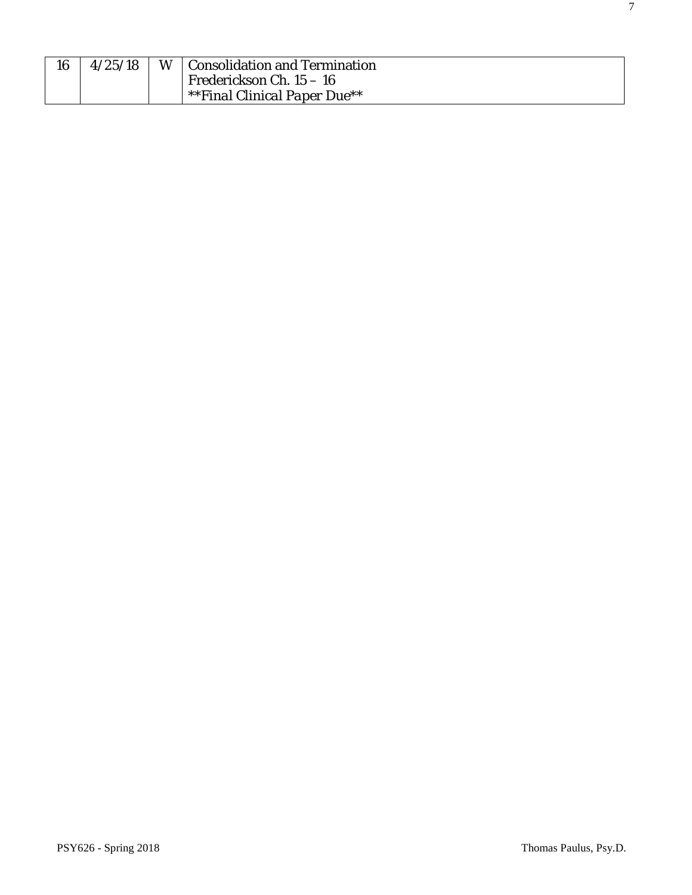| | | | |
|---|---|---|---|
| 16 | 4/25/18 | W | Consolidation and Termination<br>Frederickson Ch. 15 – 16<br>*\*\*Final Clinical Paper Due\*\** |